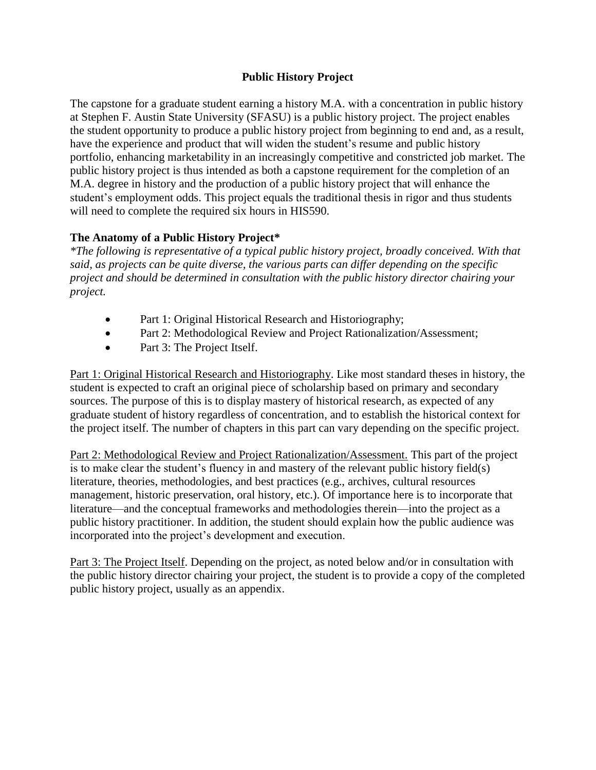# Public History Project

The capstone for a graduate student earning a history M.A. with a concentration in public history at Stephen F. Austin State University (SFASU) is a public history project. The project enables the student opportunity to produce a public history project from beginning to end and, as a result, have the experience and product that will widen the student's resume and public history portfolio, enhancing marketability in an increasingly competitive and constricted job market. The public history project is thus intended as both a capstone requirement for the completion of an M.A. degree in history and the production of a public history project that will enhance the student's employment odds. This project equals the traditional thesis in rigor and thus students will need to complete the required six hours in HIS590.

## The Anatomy of a Public History Project*

*\*The following is representative of a typical public history project, broadly conceived. With that said, as projects can be quite diverse, the various parts can differ depending on the specific project and should be determined in consultation with the public history director chairing your project.*

- Part 1: Original Historical Research and Historiography;
- Part 2: Methodological Review and Project Rationalization/Assessment;
- Part 3: The Project Itself.

<u>Part 1: Original Historical Research and Historiography</u>. Like most standard theses in history, the student is expected to craft an original piece of scholarship based on primary and secondary sources. The purpose of this is to display mastery of historical research, as expected of any graduate student of history regardless of concentration, and to establish the historical context for the project itself. The number of chapters in this part can vary depending on the specific project.

<u>Part 2: Methodological Review and Project Rationalization/Assessment.</u> This part of the project is to make clear the student's fluency in and mastery of the relevant public history field(s) literature, theories, methodologies, and best practices (e.g., archives, cultural resources management, historic preservation, oral history, etc.). Of importance here is to incorporate that literature—and the conceptual frameworks and methodologies therein—into the project as a public history practitioner. In addition, the student should explain how the public audience was incorporated into the project's development and execution.

<u>Part 3: The Project Itself</u>. Depending on the project, as noted below and/or in consultation with the public history director chairing your project, the student is to provide a copy of the completed public history project, usually as an appendix.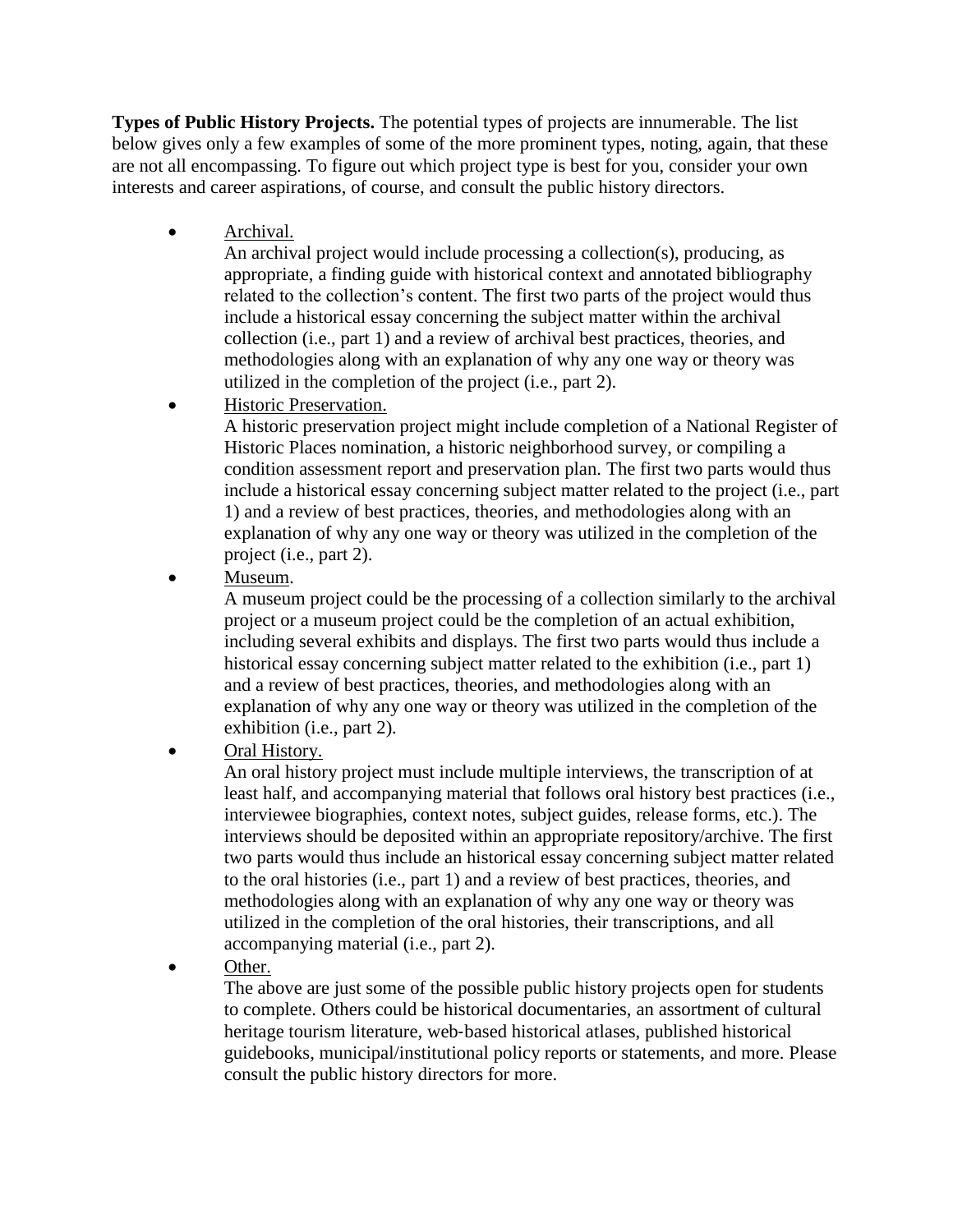**Types of Public History Projects.** The potential types of projects are innumerable. The list below gives only a few examples of some of the more prominent types, noting, again, that these are not all encompassing. To figure out which project type is best for you, consider your own interests and career aspirations, of course, and consult the public history directors.

- <u>Archival.</u>
  An archival project would include processing a collection(s), producing, as appropriate, a finding guide with historical context and annotated bibliography related to the collection's content. The first two parts of the project would thus include a historical essay concerning the subject matter within the archival collection (i.e., part 1) and a review of archival best practices, theories, and methodologies along with an explanation of why any one way or theory was utilized in the completion of the project (i.e., part 2).
- <u>Historic Preservation.</u>
  A historic preservation project might include completion of a National Register of Historic Places nomination, a historic neighborhood survey, or compiling a condition assessment report and preservation plan. The first two parts would thus include a historical essay concerning subject matter related to the project (i.e., part 1) and a review of best practices, theories, and methodologies along with an explanation of why any one way or theory was utilized in the completion of the project (i.e., part 2).
- <u>Museum</u>.
  A museum project could be the processing of a collection similarly to the archival project or a museum project could be the completion of an actual exhibition, including several exhibits and displays. The first two parts would thus include a historical essay concerning subject matter related to the exhibition (i.e., part 1) and a review of best practices, theories, and methodologies along with an explanation of why any one way or theory was utilized in the completion of the exhibition (i.e., part 2).
- <u>Oral History.</u>
  An oral history project must include multiple interviews, the transcription of at least half, and accompanying material that follows oral history best practices (i.e., interviewee biographies, context notes, subject guides, release forms, etc.). The interviews should be deposited within an appropriate repository/archive. The first two parts would thus include an historical essay concerning subject matter related to the oral histories (i.e., part 1) and a review of best practices, theories, and methodologies along with an explanation of why any one way or theory was utilized in the completion of the oral histories, their transcriptions, and all accompanying material (i.e., part 2).
- <u>Other.</u>
  The above are just some of the possible public history projects open for students to complete. Others could be historical documentaries, an assortment of cultural heritage tourism literature, web-based historical atlases, published historical guidebooks, municipal/institutional policy reports or statements, and more. Please consult the public history directors for more.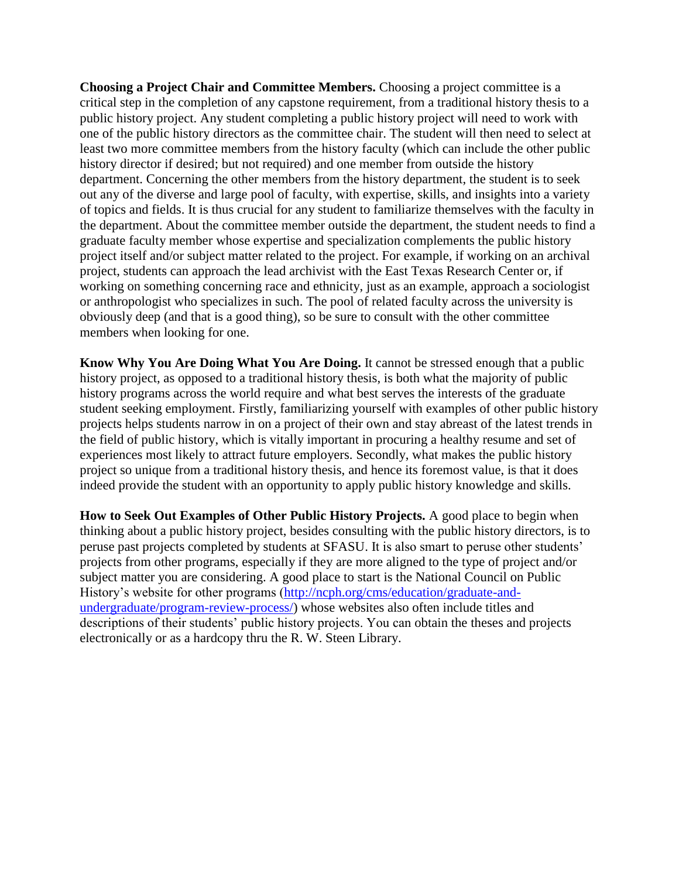**Choosing a Project Chair and Committee Members.** Choosing a project committee is a critical step in the completion of any capstone requirement, from a traditional history thesis to a public history project. Any student completing a public history project will need to work with one of the public history directors as the committee chair. The student will then need to select at least two more committee members from the history faculty (which can include the other public history director if desired; but not required) and one member from outside the history department. Concerning the other members from the history department, the student is to seek out any of the diverse and large pool of faculty, with expertise, skills, and insights into a variety of topics and fields. It is thus crucial for any student to familiarize themselves with the faculty in the department. About the committee member outside the department, the student needs to find a graduate faculty member whose expertise and specialization complements the public history project itself and/or subject matter related to the project. For example, if working on an archival project, students can approach the lead archivist with the East Texas Research Center or, if working on something concerning race and ethnicity, just as an example, approach a sociologist or anthropologist who specializes in such. The pool of related faculty across the university is obviously deep (and that is a good thing), so be sure to consult with the other committee members when looking for one.

**Know Why You Are Doing What You Are Doing.** It cannot be stressed enough that a public history project, as opposed to a traditional history thesis, is both what the majority of public history programs across the world require and what best serves the interests of the graduate student seeking employment. Firstly, familiarizing yourself with examples of other public history projects helps students narrow in on a project of their own and stay abreast of the latest trends in the field of public history, which is vitally important in procuring a healthy resume and set of experiences most likely to attract future employers. Secondly, what makes the public history project so unique from a traditional history thesis, and hence its foremost value, is that it does indeed provide the student with an opportunity to apply public history knowledge and skills.

**How to Seek Out Examples of Other Public History Projects.** A good place to begin when thinking about a public history project, besides consulting with the public history directors, is to peruse past projects completed by students at SFASU. It is also smart to peruse other students' projects from other programs, especially if they are more aligned to the type of project and/or subject matter you are considering. A good place to start is the National Council on Public History's website for other programs ([http://ncph.org/cms/education/graduate-and-undergraduate/program-review-process/](http://ncph.org/cms/education/graduate-and-undergraduate/program-review-process/)) whose websites also often include titles and descriptions of their students' public history projects. You can obtain the theses and projects electronically or as a hardcopy thru the R. W. Steen Library.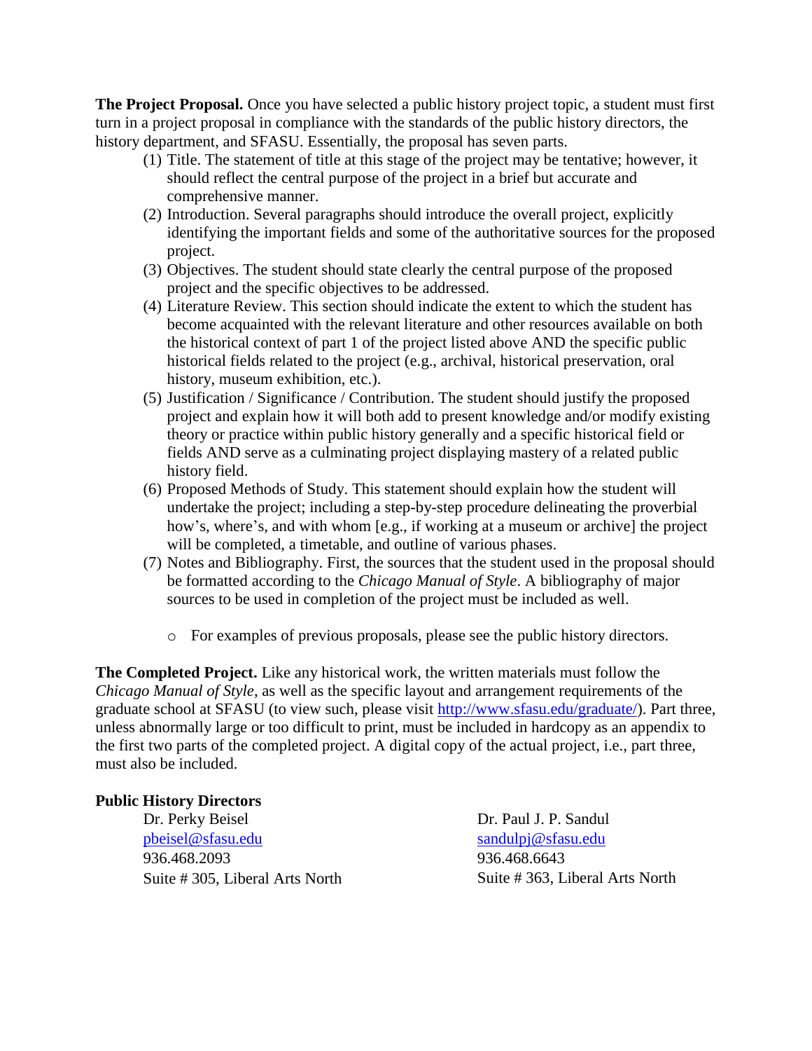**The Project Proposal.** Once you have selected a public history project topic, a student must first turn in a project proposal in compliance with the standards of the public history directors, the history department, and SFASU. Essentially, the proposal has seven parts.

(1) Title. The statement of title at this stage of the project may be tentative; however, it should reflect the central purpose of the project in a brief but accurate and comprehensive manner.

(2) Introduction. Several paragraphs should introduce the overall project, explicitly identifying the important fields and some of the authoritative sources for the proposed project.

(3) Objectives. The student should state clearly the central purpose of the proposed project and the specific objectives to be addressed.

(4) Literature Review. This section should indicate the extent to which the student has become acquainted with the relevant literature and other resources available on both the historical context of part 1 of the project listed above AND the specific public historical fields related to the project (e.g., archival, historical preservation, oral history, museum exhibition, etc.).

(5) Justification / Significance / Contribution. The student should justify the proposed project and explain how it will both add to present knowledge and/or modify existing theory or practice within public history generally and a specific historical field or fields AND serve as a culminating project displaying mastery of a related public history field.

(6) Proposed Methods of Study. This statement should explain how the student will undertake the project; including a step-by-step procedure delineating the proverbial how's, where's, and with whom [e.g., if working at a museum or archive] the project will be completed, a timetable, and outline of various phases.

(7) Notes and Bibliography. First, the sources that the student used in the proposal should be formatted according to the *Chicago Manual of Style*. A bibliography of major sources to be used in completion of the project must be included as well.

- For examples of previous proposals, please see the public history directors.

**The Completed Project.** Like any historical work, the written materials must follow the *Chicago Manual of Style*, as well as the specific layout and arrangement requirements of the graduate school at SFASU (to view such, please visit http://www.sfasu.edu/graduate/). Part three, unless abnormally large or too difficult to print, must be included in hardcopy as an appendix to the first two parts of the completed project. A digital copy of the actual project, i.e., part three, must also be included.

**Public History Directors**

Dr. Perky Beisel
pbeisel@sfasu.edu
936.468.2093
Suite # 305, Liberal Arts North

Dr. Paul J. P. Sandul
sandulpj@sfasu.edu
936.468.6643
Suite # 363, Liberal Arts North